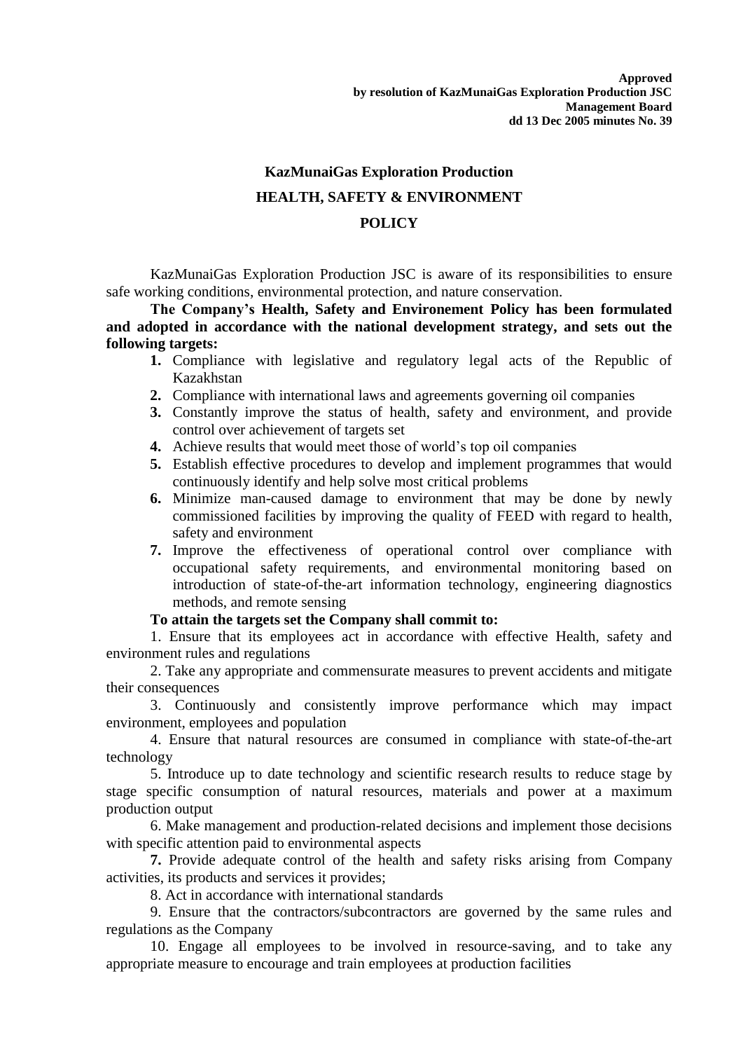**Approved**
**by resolution of KazMunaiGas Exploration Production JSC**
**Management Board**
**dd 13 Dec 2005 minutes No. 39**

# KazMunaiGas Exploration Production
# HEALTH, SAFETY & ENVIRONMENT
# POLICY

KazMunaiGas Exploration Production JSC is aware of its responsibilities to ensure safe working conditions, environmental protection, and nature conservation.

**The Company's Health, Safety and Environement Policy has been formulated and adopted in accordance with the national development strategy, and sets out the following targets:**

1. Compliance with legislative and regulatory legal acts of the Republic of Kazakhstan
2. Compliance with international laws and agreements governing oil companies
3. Constantly improve the status of health, safety and environment, and provide control over achievement of targets set
4. Achieve results that would meet those of world's top oil companies
5. Establish effective procedures to develop and implement programmes that would continuously identify and help solve most critical problems
6. Minimize man-caused damage to environment that may be done by newly commissioned facilities by improving the quality of FEED with regard to health, safety and environment
7. Improve the effectiveness of operational control over compliance with occupational safety requirements, and environmental monitoring based on introduction of state-of-the-art information technology, engineering diagnostics methods, and remote sensing

**To attain the targets set the Company shall commit to:**

1. Ensure that its employees act in accordance with effective Health, safety and environment rules and regulations
2. Take any appropriate and commensurate measures to prevent accidents and mitigate their consequences
3. Continuously and consistently improve performance which may impact environment, employees and population
4. Ensure that natural resources are consumed in compliance with state-of-the-art technology
5. Introduce up to date technology and scientific research results to reduce stage by stage specific consumption of natural resources, materials and power at a maximum production output
6. Make management and production-related decisions and implement those decisions with specific attention paid to environmental aspects
7. Provide adequate control of the health and safety risks arising from Company activities, its products and services it provides;
8. Act in accordance with international standards
9. Ensure that the contractors/subcontractors are governed by the same rules and regulations as the Company
10. Engage all employees to be involved in resource-saving, and to take any appropriate measure to encourage and train employees at production facilities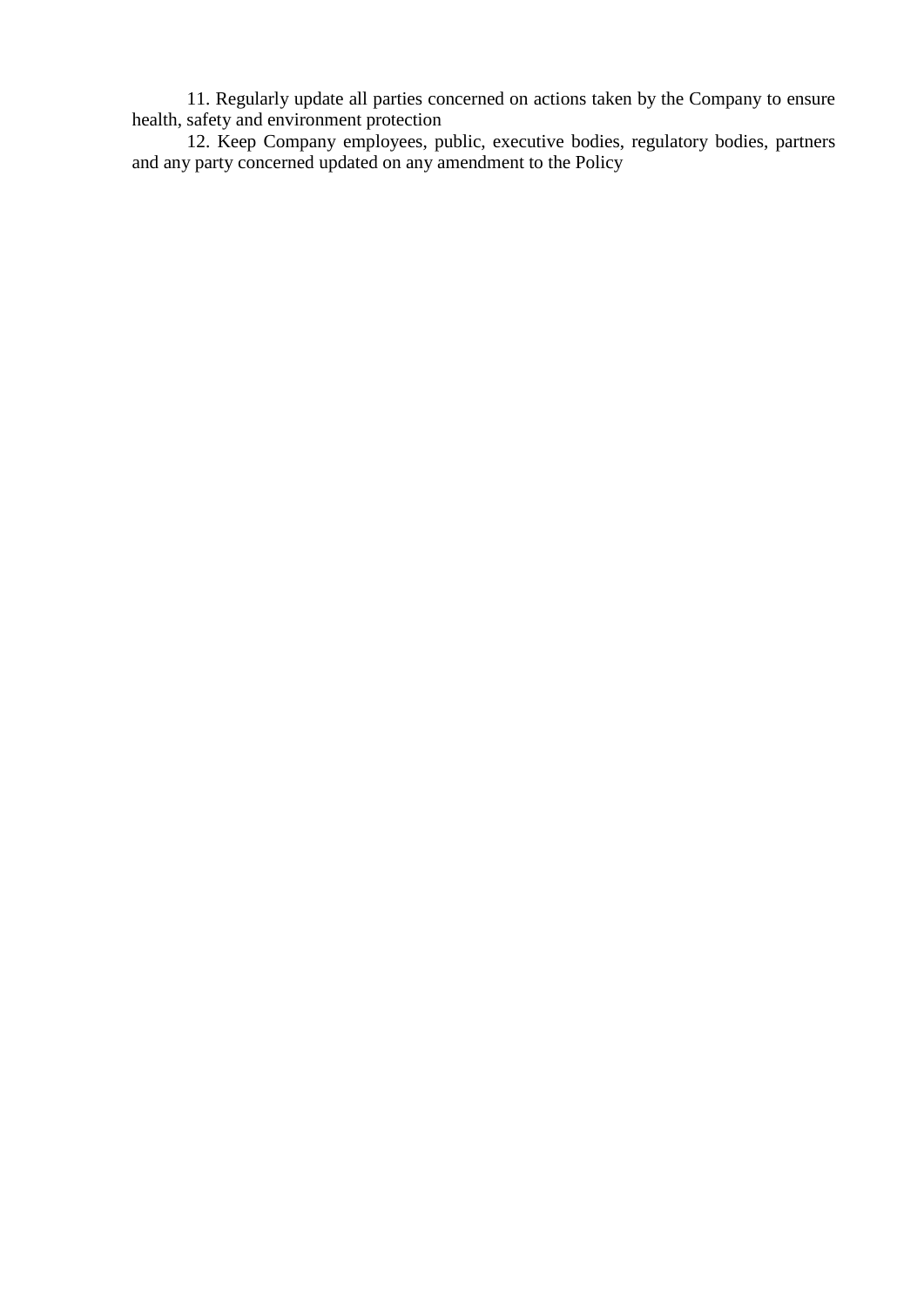11. Regularly update all parties concerned on actions taken by the Company to ensure health, safety and environment protection

12. Keep Company employees, public, executive bodies, regulatory bodies, partners and any party concerned updated on any amendment to the Policy